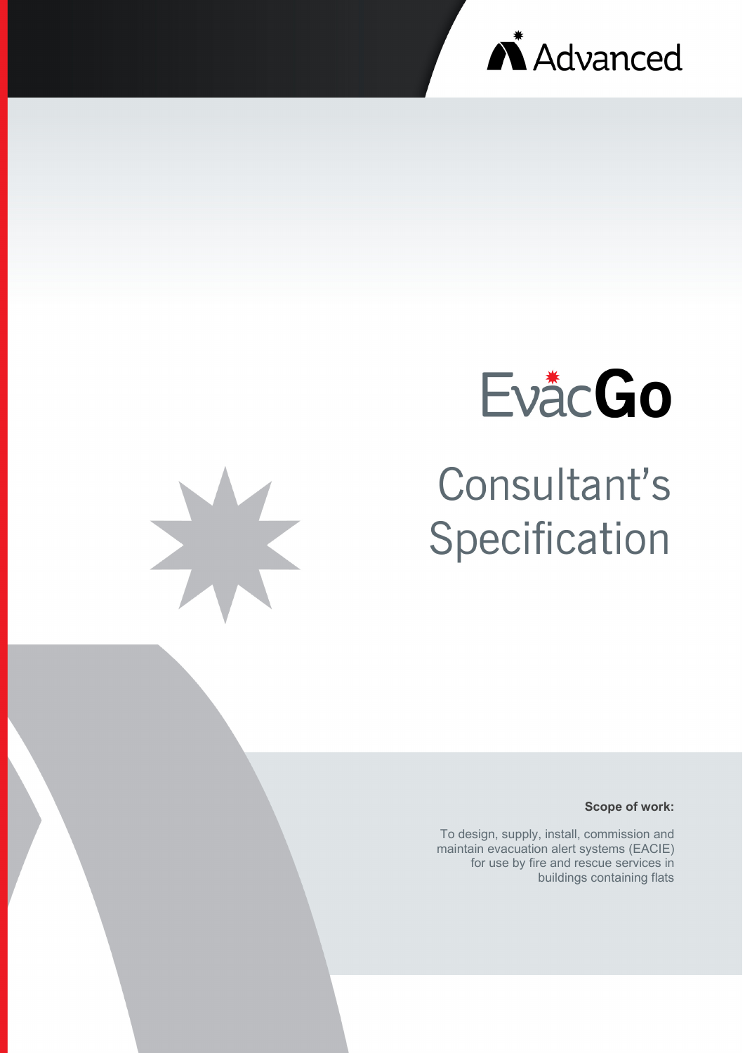Advanced

# EvacGo

## Consultant's Specification

**Scope of work:**

To design, supply, install, commission and maintain evacuation alert systems (EACIE) for use by fire and rescue services in buildings containing flats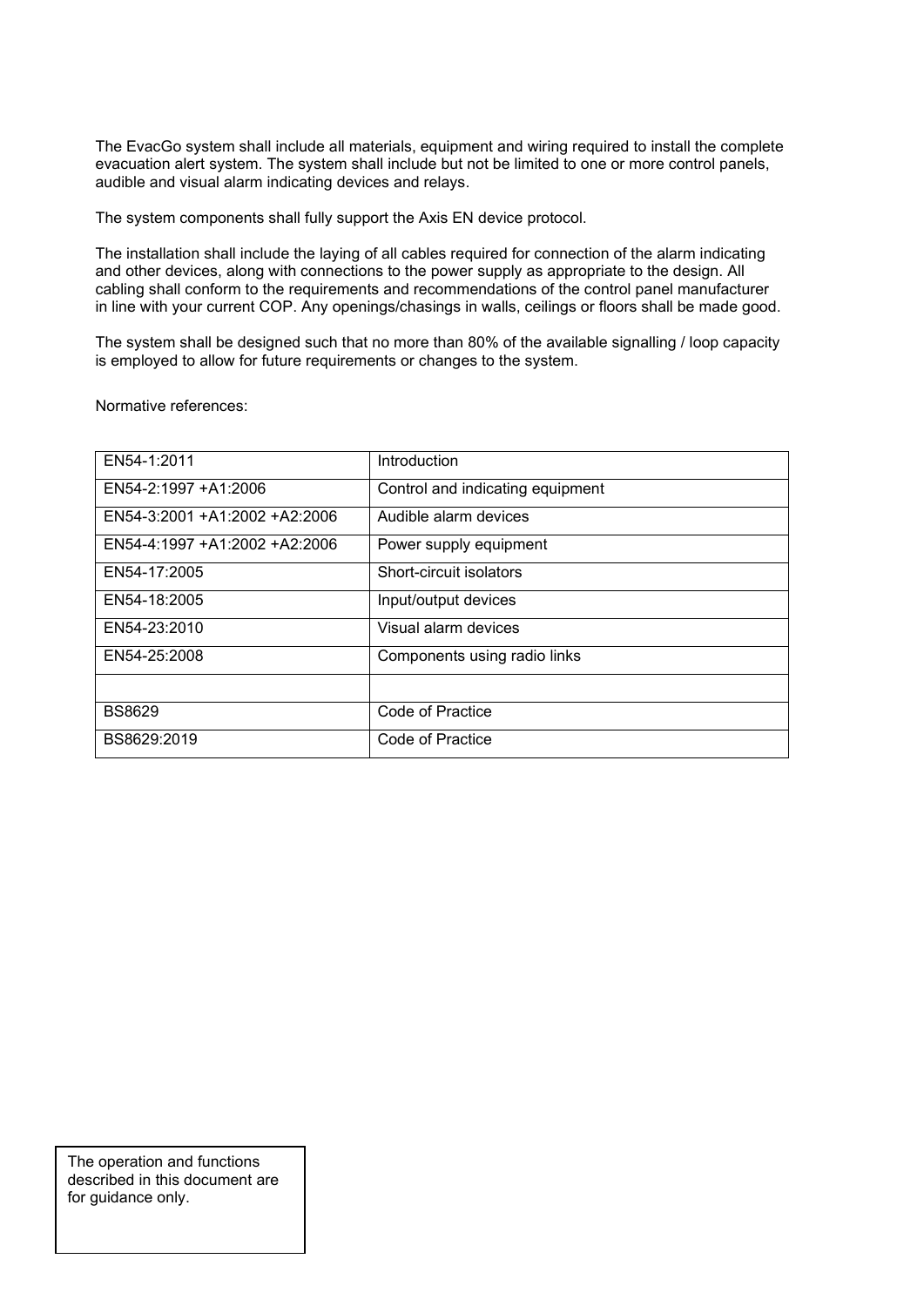The EvacGo system shall include all materials, equipment and wiring required to install the complete evacuation alert system. The system shall include but not be limited to one or more control panels, audible and visual alarm indicating devices and relays.

The system components shall fully support the Axis EN device protocol.

The installation shall include the laying of all cables required for connection of the alarm indicating and other devices, along with connections to the power supply as appropriate to the design. All cabling shall conform to the requirements and recommendations of the control panel manufacturer in line with your current COP. Any openings/chasings in walls, ceilings or floors shall be made good.

The system shall be designed such that no more than 80% of the available signalling / loop capacity is employed to allow for future requirements or changes to the system.

Normative references:

| | |
|---|---|
| EN54-1:2011 | Introduction |
| EN54-2:1997 +A1:2006 | Control and indicating equipment |
| EN54-3:2001 +A1:2002 +A2:2006 | Audible alarm devices |
| EN54-4:1997 +A1:2002 +A2:2006 | Power supply equipment |
| EN54-17:2005 | Short-circuit isolators |
| EN54-18:2005 | Input/output devices |
| EN54-23:2010 | Visual alarm devices |
| EN54-25:2008 | Components using radio links |
| | |
| BS8629 | Code of Practice |
| BS8629:2019 | Code of Practice |

The operation and functions described in this document are for guidance only.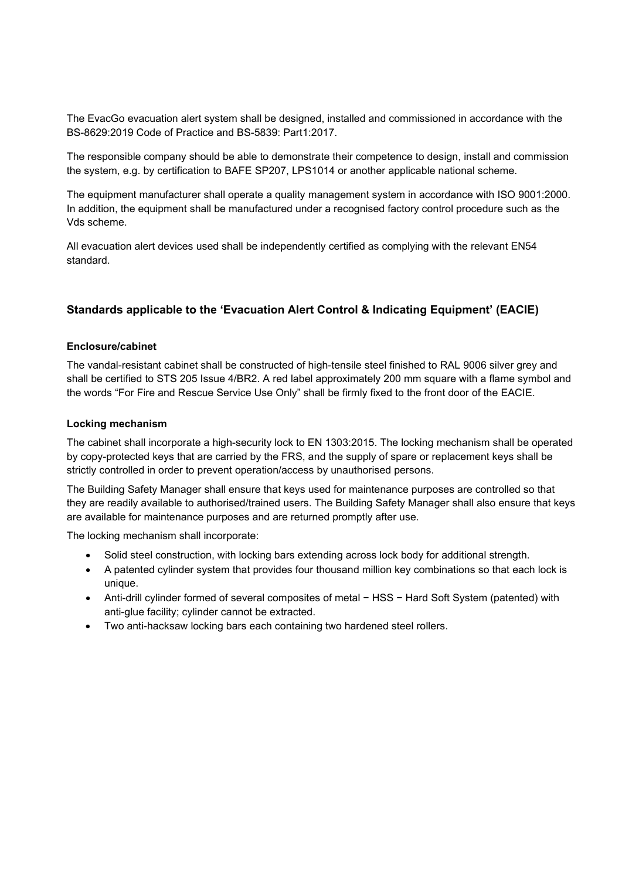The EvacGo evacuation alert system shall be designed, installed and commissioned in accordance with the BS-8629:2019 Code of Practice and BS-5839: Part1:2017.

The responsible company should be able to demonstrate their competence to design, install and commission the system, e.g. by certification to BAFE SP207, LPS1014 or another applicable national scheme.

The equipment manufacturer shall operate a quality management system in accordance with ISO 9001:2000. In addition, the equipment shall be manufactured under a recognised factory control procedure such as the Vds scheme.

All evacuation alert devices used shall be independently certified as complying with the relevant EN54 standard.

## Standards applicable to the 'Evacuation Alert Control & Indicating Equipment' (EACIE)

### Enclosure/cabinet

The vandal-resistant cabinet shall be constructed of high-tensile steel finished to RAL 9006 silver grey and shall be certified to STS 205 Issue 4/BR2. A red label approximately 200 mm square with a flame symbol and the words "For Fire and Rescue Service Use Only" shall be firmly fixed to the front door of the EACIE.

### Locking mechanism

The cabinet shall incorporate a high-security lock to EN 1303:2015. The locking mechanism shall be operated by copy-protected keys that are carried by the FRS, and the supply of spare or replacement keys shall be strictly controlled in order to prevent operation/access by unauthorised persons.

The Building Safety Manager shall ensure that keys used for maintenance purposes are controlled so that they are readily available to authorised/trained users. The Building Safety Manager shall also ensure that keys are available for maintenance purposes and are returned promptly after use.

The locking mechanism shall incorporate:

- Solid steel construction, with locking bars extending across lock body for additional strength.
- A patented cylinder system that provides four thousand million key combinations so that each lock is unique.
- Anti-drill cylinder formed of several composites of metal − HSS − Hard Soft System (patented) with anti-glue facility; cylinder cannot be extracted.
- Two anti-hacksaw locking bars each containing two hardened steel rollers.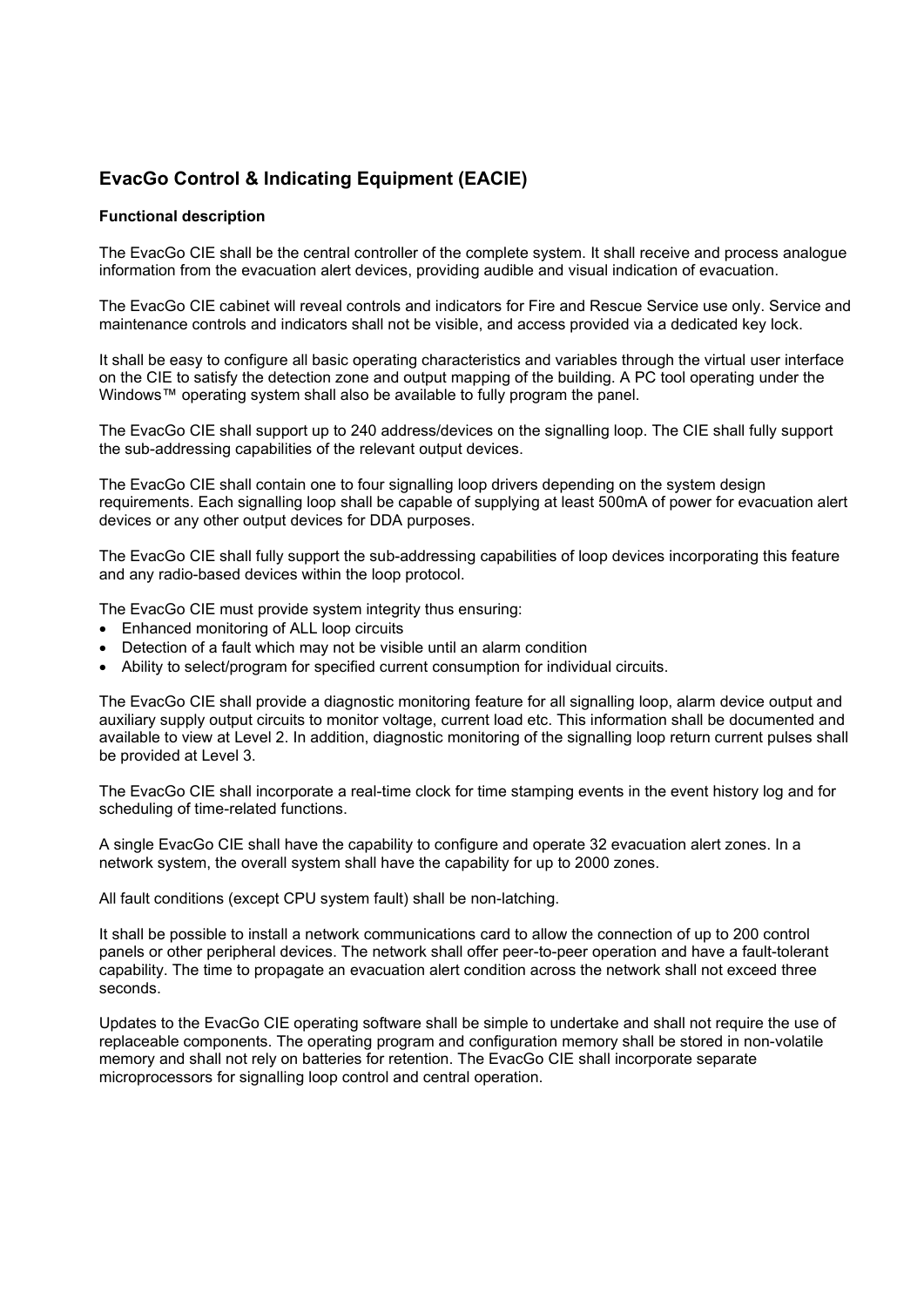## EvacGo Control & Indicating Equipment (EACIE)

**Functional description**

The EvacGo CIE shall be the central controller of the complete system. It shall receive and process analogue information from the evacuation alert devices, providing audible and visual indication of evacuation.

The EvacGo CIE cabinet will reveal controls and indicators for Fire and Rescue Service use only. Service and maintenance controls and indicators shall not be visible, and access provided via a dedicated key lock.

It shall be easy to configure all basic operating characteristics and variables through the virtual user interface on the CIE to satisfy the detection zone and output mapping of the building. A PC tool operating under the Windows™ operating system shall also be available to fully program the panel.

The EvacGo CIE shall support up to 240 address/devices on the signalling loop. The CIE shall fully support the sub-addressing capabilities of the relevant output devices.

The EvacGo CIE shall contain one to four signalling loop drivers depending on the system design requirements. Each signalling loop shall be capable of supplying at least 500mA of power for evacuation alert devices or any other output devices for DDA purposes.

The EvacGo CIE shall fully support the sub-addressing capabilities of loop devices incorporating this feature and any radio-based devices within the loop protocol.

The EvacGo CIE must provide system integrity thus ensuring:

- Enhanced monitoring of ALL loop circuits
- Detection of a fault which may not be visible until an alarm condition
- Ability to select/program for specified current consumption for individual circuits.

The EvacGo CIE shall provide a diagnostic monitoring feature for all signalling loop, alarm device output and auxiliary supply output circuits to monitor voltage, current load etc. This information shall be documented and available to view at Level 2. In addition, diagnostic monitoring of the signalling loop return current pulses shall be provided at Level 3.

The EvacGo CIE shall incorporate a real-time clock for time stamping events in the event history log and for scheduling of time-related functions.

A single EvacGo CIE shall have the capability to configure and operate 32 evacuation alert zones. In a network system, the overall system shall have the capability for up to 2000 zones.

All fault conditions (except CPU system fault) shall be non-latching.

It shall be possible to install a network communications card to allow the connection of up to 200 control panels or other peripheral devices. The network shall offer peer-to-peer operation and have a fault-tolerant capability. The time to propagate an evacuation alert condition across the network shall not exceed three seconds.

Updates to the EvacGo CIE operating software shall be simple to undertake and shall not require the use of replaceable components. The operating program and configuration memory shall be stored in non-volatile memory and shall not rely on batteries for retention. The EvacGo CIE shall incorporate separate microprocessors for signalling loop control and central operation.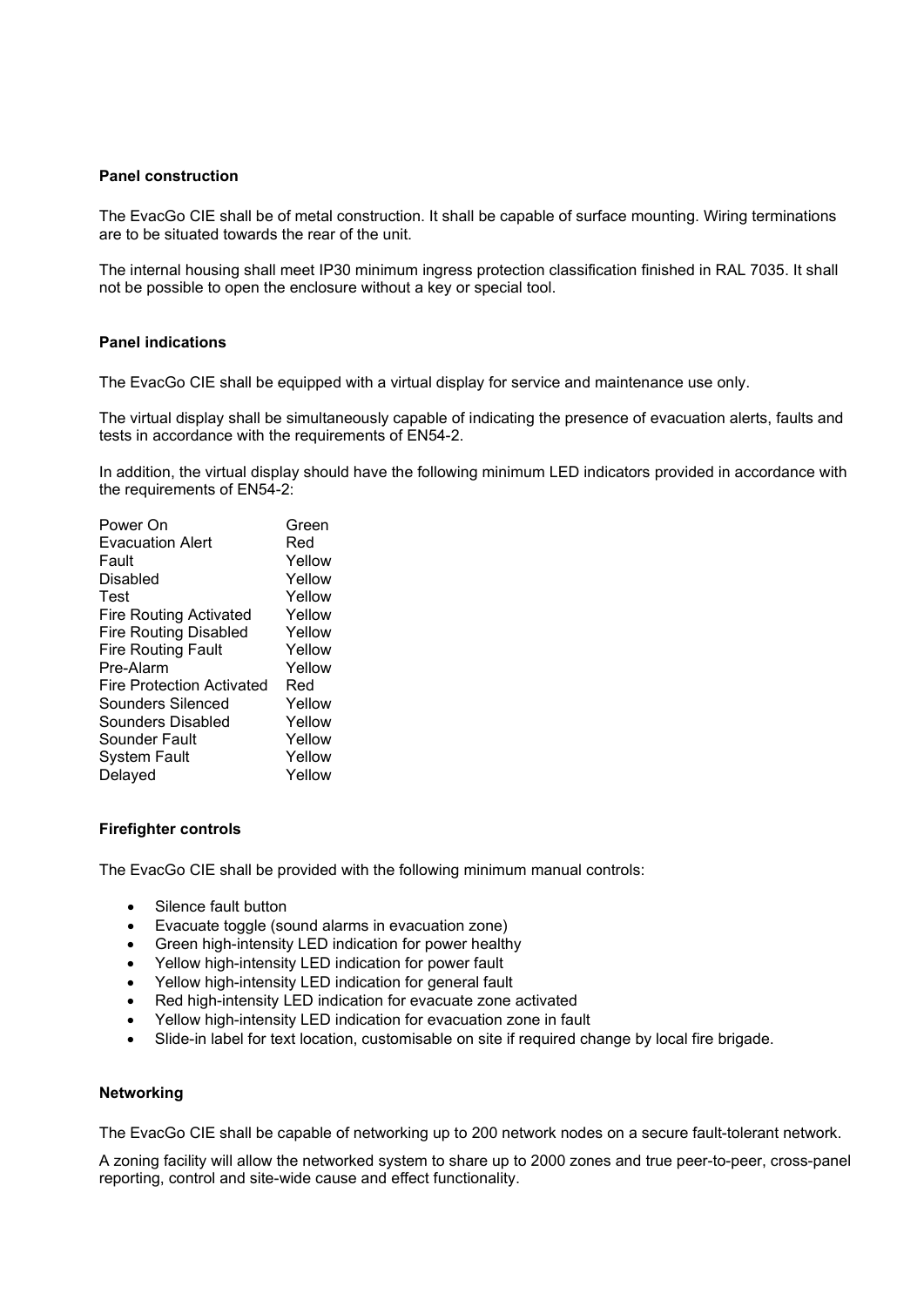**Panel construction**

The EvacGo CIE shall be of metal construction. It shall be capable of surface mounting. Wiring terminations are to be situated towards the rear of the unit.

The internal housing shall meet IP30 minimum ingress protection classification finished in RAL 7035. It shall not be possible to open the enclosure without a key or special tool.

**Panel indications**

The EvacGo CIE shall be equipped with a virtual display for service and maintenance use only.

The virtual display shall be simultaneously capable of indicating the presence of evacuation alerts, faults and tests in accordance with the requirements of EN54-2.

In addition, the virtual display should have the following minimum LED indicators provided in accordance with the requirements of EN54-2:

| | |
|---|---|
| Power On | Green |
| Evacuation Alert | Red |
| Fault | Yellow |
| Disabled | Yellow |
| Test | Yellow |
| Fire Routing Activated | Yellow |
| Fire Routing Disabled | Yellow |
| Fire Routing Fault | Yellow |
| Pre-Alarm | Yellow |
| Fire Protection Activated | Red |
| Sounders Silenced | Yellow |
| Sounders Disabled | Yellow |
| Sounder Fault | Yellow |
| System Fault | Yellow |
| Delayed | Yellow |

**Firefighter controls**

The EvacGo CIE shall be provided with the following minimum manual controls:

- Silence fault button
- Evacuate toggle (sound alarms in evacuation zone)
- Green high-intensity LED indication for power healthy
- Yellow high-intensity LED indication for power fault
- Yellow high-intensity LED indication for general fault
- Red high-intensity LED indication for evacuate zone activated
- Yellow high-intensity LED indication for evacuation zone in fault
- Slide-in label for text location, customisable on site if required change by local fire brigade.

**Networking**

The EvacGo CIE shall be capable of networking up to 200 network nodes on a secure fault-tolerant network.

A zoning facility will allow the networked system to share up to 2000 zones and true peer-to-peer, cross-panel reporting, control and site-wide cause and effect functionality.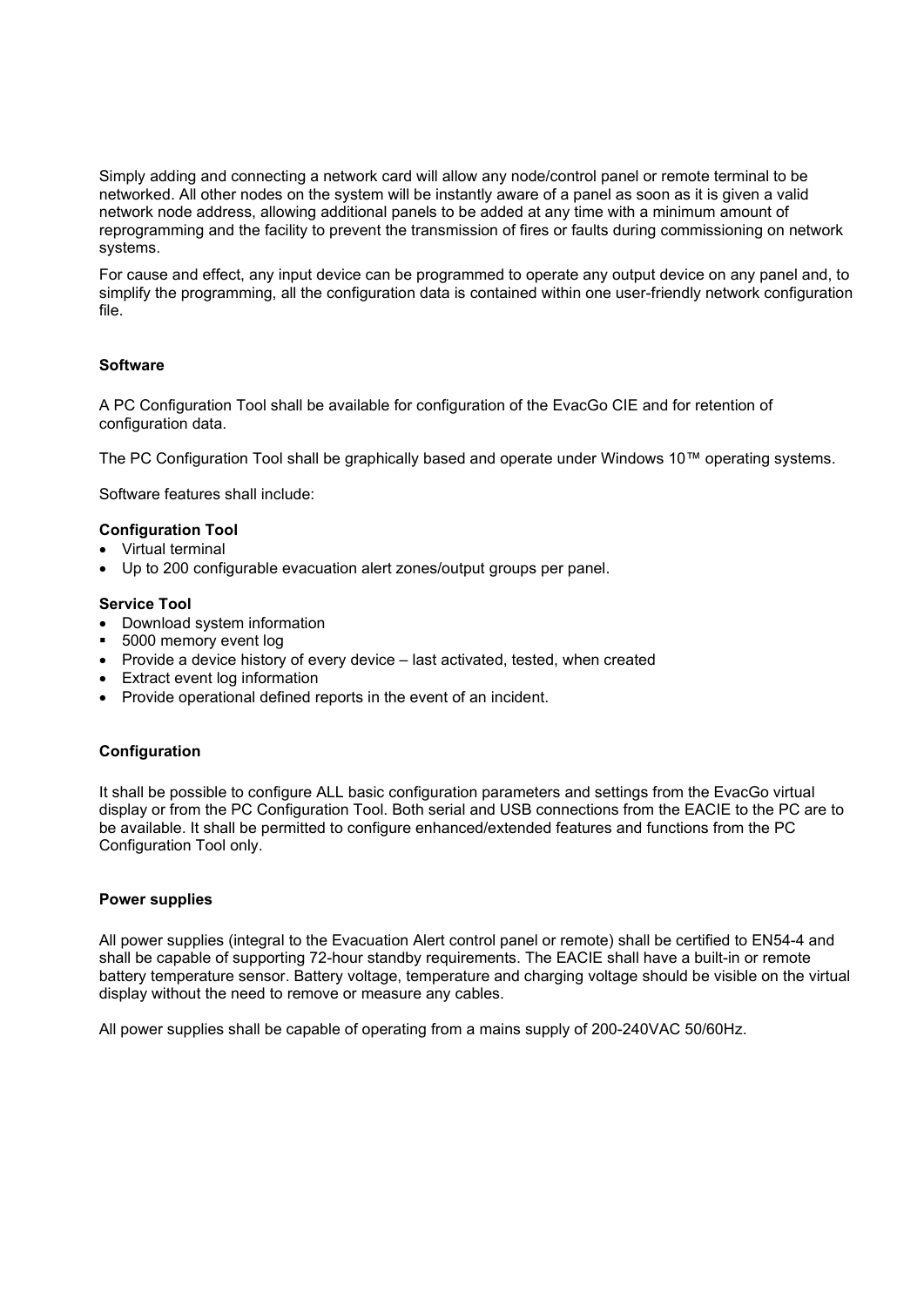Simply adding and connecting a network card will allow any node/control panel or remote terminal to be networked. All other nodes on the system will be instantly aware of a panel as soon as it is given a valid network node address, allowing additional panels to be added at any time with a minimum amount of reprogramming and the facility to prevent the transmission of fires or faults during commissioning on network systems.

For cause and effect, any input device can be programmed to operate any output device on any panel and, to simplify the programming, all the configuration data is contained within one user-friendly network configuration file.

**Software**

A PC Configuration Tool shall be available for configuration of the EvacGo CIE and for retention of configuration data.

The PC Configuration Tool shall be graphically based and operate under Windows 10™ operating systems.

Software features shall include:

**Configuration Tool**

- Virtual terminal
- Up to 200 configurable evacuation alert zones/output groups per panel.

**Service Tool**

- Download system information
- 5000 memory event log
- Provide a device history of every device – last activated, tested, when created
- Extract event log information
- Provide operational defined reports in the event of an incident.

**Configuration**

It shall be possible to configure ALL basic configuration parameters and settings from the EvacGo virtual display or from the PC Configuration Tool. Both serial and USB connections from the EACIE to the PC are to be available. It shall be permitted to configure enhanced/extended features and functions from the PC Configuration Tool only.

**Power supplies**

All power supplies (integral to the Evacuation Alert control panel or remote) shall be certified to EN54-4 and shall be capable of supporting 72-hour standby requirements. The EACIE shall have a built-in or remote battery temperature sensor. Battery voltage, temperature and charging voltage should be visible on the virtual display without the need to remove or measure any cables.

All power supplies shall be capable of operating from a mains supply of 200-240VAC 50/60Hz.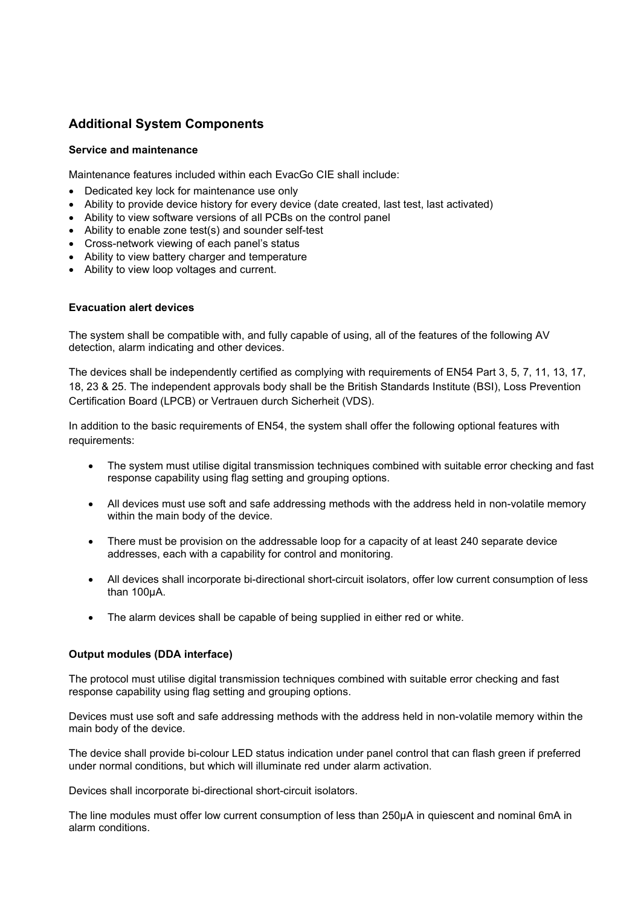## Additional System Components

### Service and maintenance

Maintenance features included within each EvacGo CIE shall include:

- Dedicated key lock for maintenance use only
- Ability to provide device history for every device (date created, last test, last activated)
- Ability to view software versions of all PCBs on the control panel
- Ability to enable zone test(s) and sounder self-test
- Cross-network viewing of each panel's status
- Ability to view battery charger and temperature
- Ability to view loop voltages and current.

### Evacuation alert devices

The system shall be compatible with, and fully capable of using, all of the features of the following AV detection, alarm indicating and other devices.

The devices shall be independently certified as complying with requirements of EN54 Part 3, 5, 7, 11, 13, 17, 18, 23 & 25. The independent approvals body shall be the British Standards Institute (BSI), Loss Prevention Certification Board (LPCB) or Vertrauen durch Sicherheit (VDS).

In addition to the basic requirements of EN54, the system shall offer the following optional features with requirements:

- The system must utilise digital transmission techniques combined with suitable error checking and fast response capability using flag setting and grouping options.
- All devices must use soft and safe addressing methods with the address held in non-volatile memory within the main body of the device.
- There must be provision on the addressable loop for a capacity of at least 240 separate device addresses, each with a capability for control and monitoring.
- All devices shall incorporate bi-directional short-circuit isolators, offer low current consumption of less than 100µA.
- The alarm devices shall be capable of being supplied in either red or white.

### Output modules (DDA interface)

The protocol must utilise digital transmission techniques combined with suitable error checking and fast response capability using flag setting and grouping options.

Devices must use soft and safe addressing methods with the address held in non-volatile memory within the main body of the device.

The device shall provide bi-colour LED status indication under panel control that can flash green if preferred under normal conditions, but which will illuminate red under alarm activation.

Devices shall incorporate bi-directional short-circuit isolators.

The line modules must offer low current consumption of less than 250µA in quiescent and nominal 6mA in alarm conditions.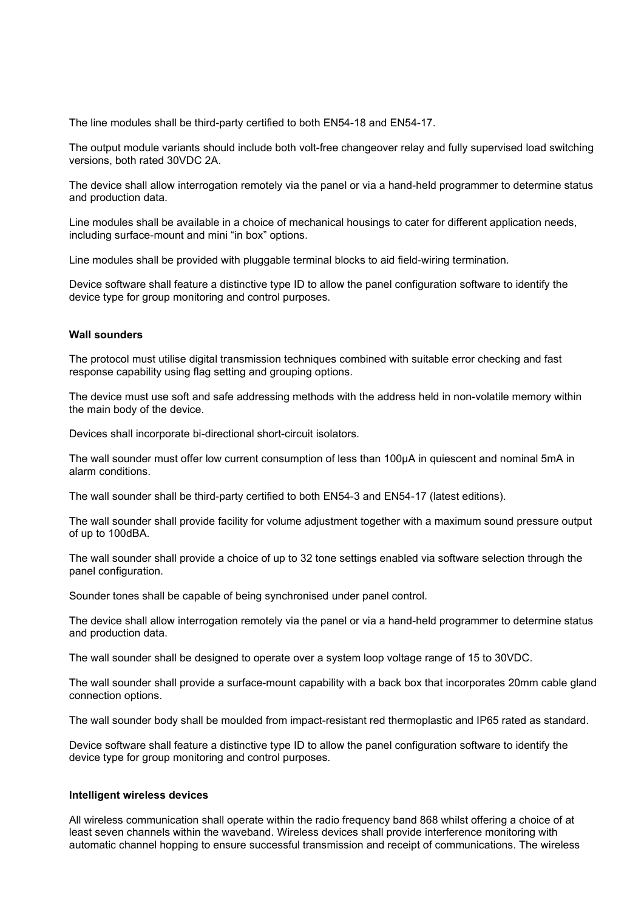The line modules shall be third-party certified to both EN54-18 and EN54-17.

The output module variants should include both volt-free changeover relay and fully supervised load switching versions, both rated 30VDC 2A.

The device shall allow interrogation remotely via the panel or via a hand-held programmer to determine status and production data.

Line modules shall be available in a choice of mechanical housings to cater for different application needs, including surface-mount and mini “in box” options.

Line modules shall be provided with pluggable terminal blocks to aid field-wiring termination.

Device software shall feature a distinctive type ID to allow the panel configuration software to identify the device type for group monitoring and control purposes.

**Wall sounders**

The protocol must utilise digital transmission techniques combined with suitable error checking and fast response capability using flag setting and grouping options.

The device must use soft and safe addressing methods with the address held in non-volatile memory within the main body of the device.

Devices shall incorporate bi-directional short-circuit isolators.

The wall sounder must offer low current consumption of less than 100µA in quiescent and nominal 5mA in alarm conditions.

The wall sounder shall be third-party certified to both EN54-3 and EN54-17 (latest editions).

The wall sounder shall provide facility for volume adjustment together with a maximum sound pressure output of up to 100dBA.

The wall sounder shall provide a choice of up to 32 tone settings enabled via software selection through the panel configuration.

Sounder tones shall be capable of being synchronised under panel control.

The device shall allow interrogation remotely via the panel or via a hand-held programmer to determine status and production data.

The wall sounder shall be designed to operate over a system loop voltage range of 15 to 30VDC.

The wall sounder shall provide a surface-mount capability with a back box that incorporates 20mm cable gland connection options.

The wall sounder body shall be moulded from impact-resistant red thermoplastic and IP65 rated as standard.

Device software shall feature a distinctive type ID to allow the panel configuration software to identify the device type for group monitoring and control purposes.

**Intelligent wireless devices**

All wireless communication shall operate within the radio frequency band 868 whilst offering a choice of at least seven channels within the waveband. Wireless devices shall provide interference monitoring with automatic channel hopping to ensure successful transmission and receipt of communications. The wireless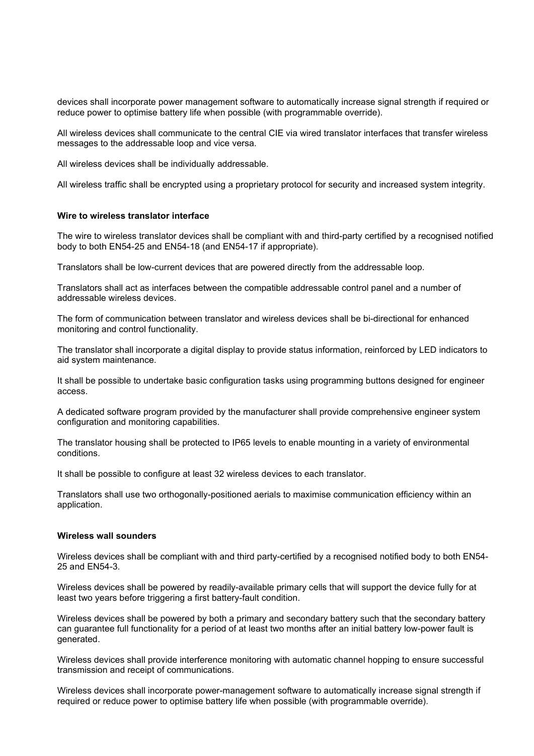devices shall incorporate power management software to automatically increase signal strength if required or reduce power to optimise battery life when possible (with programmable override).

All wireless devices shall communicate to the central CIE via wired translator interfaces that transfer wireless messages to the addressable loop and vice versa.

All wireless devices shall be individually addressable.

All wireless traffic shall be encrypted using a proprietary protocol for security and increased system integrity.

**Wire to wireless translator interface**

The wire to wireless translator devices shall be compliant with and third-party certified by a recognised notified body to both EN54-25 and EN54-18 (and EN54-17 if appropriate).

Translators shall be low-current devices that are powered directly from the addressable loop.

Translators shall act as interfaces between the compatible addressable control panel and a number of addressable wireless devices.

The form of communication between translator and wireless devices shall be bi-directional for enhanced monitoring and control functionality.

The translator shall incorporate a digital display to provide status information, reinforced by LED indicators to aid system maintenance.

It shall be possible to undertake basic configuration tasks using programming buttons designed for engineer access.

A dedicated software program provided by the manufacturer shall provide comprehensive engineer system configuration and monitoring capabilities.

The translator housing shall be protected to IP65 levels to enable mounting in a variety of environmental conditions.

It shall be possible to configure at least 32 wireless devices to each translator.

Translators shall use two orthogonally-positioned aerials to maximise communication efficiency within an application.

**Wireless wall sounders**

Wireless devices shall be compliant with and third party-certified by a recognised notified body to both EN54-25 and EN54-3.

Wireless devices shall be powered by readily-available primary cells that will support the device fully for at least two years before triggering a first battery-fault condition.

Wireless devices shall be powered by both a primary and secondary battery such that the secondary battery can guarantee full functionality for a period of at least two months after an initial battery low-power fault is generated.

Wireless devices shall provide interference monitoring with automatic channel hopping to ensure successful transmission and receipt of communications.

Wireless devices shall incorporate power-management software to automatically increase signal strength if required or reduce power to optimise battery life when possible (with programmable override).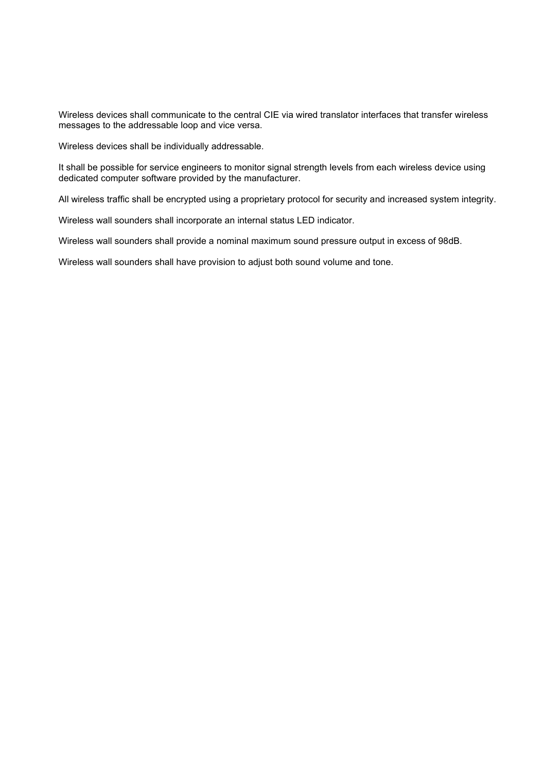Wireless devices shall communicate to the central CIE via wired translator interfaces that transfer wireless messages to the addressable loop and vice versa.

Wireless devices shall be individually addressable.

It shall be possible for service engineers to monitor signal strength levels from each wireless device using dedicated computer software provided by the manufacturer.

All wireless traffic shall be encrypted using a proprietary protocol for security and increased system integrity.

Wireless wall sounders shall incorporate an internal status LED indicator.

Wireless wall sounders shall provide a nominal maximum sound pressure output in excess of 98dB.

Wireless wall sounders shall have provision to adjust both sound volume and tone.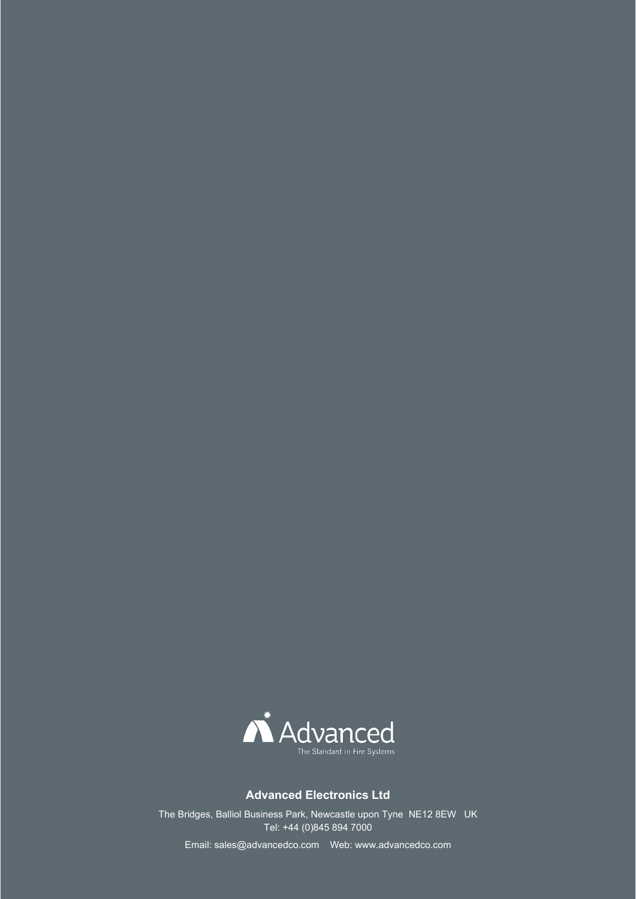Advanced

The Standard in Fire Systems

**Advanced Electronics Ltd**

The Bridges, Balliol Business Park, Newcastle upon Tyne NE12 8EW UK

Tel: +44 (0)845 894 7000

Email: sales@advancedco.com Web: www.advancedco.com